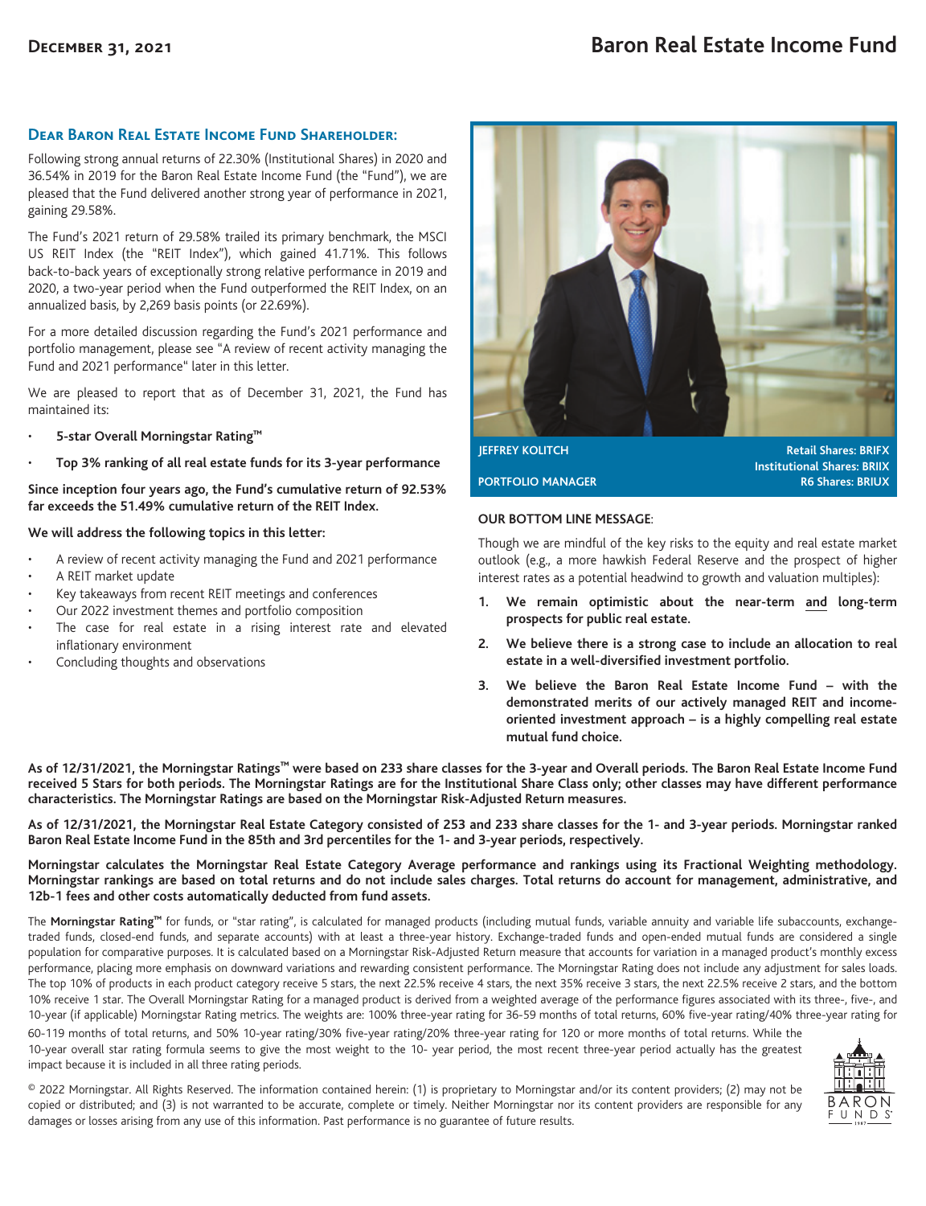# Baron Real Estate Income Fund

December 31, 2021

## Dear Baron Real Estate Income Fund Shareholder:

Following strong annual returns of 22.30% (Institutional Shares) in 2020 and 36.54% in 2019 for the Baron Real Estate Income Fund (the "Fund"), we are pleased that the Fund delivered another strong year of performance in 2021, gaining 29.58%.

The Fund's 2021 return of 29.58% trailed its primary benchmark, the MSCI US REIT Index (the "REIT Index"), which gained 41.71%. This follows back-to-back years of exceptionally strong relative performance in 2019 and 2020, a two-year period when the Fund outperformed the REIT Index, on an annualized basis, by 2,269 basis points (or 22.69%).

For a more detailed discussion regarding the Fund's 2021 performance and portfolio management, please see "A review of recent activity managing the Fund and 2021 performance" later in this letter.

We are pleased to report that as of December 31, 2021, the Fund has maintained its:

- **5-star Overall Morningstar Rating™**
- **Top 3% ranking of all real estate funds for its 3-year performance**

**Since inception four years ago, the Fund's cumulative return of 92.53% far exceeds the 51.49% cumulative return of the REIT Index.**

**We will address the following topics in this letter:**

- A review of recent activity managing the Fund and 2021 performance
- A REIT market update
- Key takeaways from recent REIT meetings and conferences
- Our 2022 investment themes and portfolio composition
- The case for real estate in a rising interest rate and elevated inflationary environment
- Concluding thoughts and observations

**JEFFREY KOLITCH**
**PORTFOLIO MANAGER**

**Retail Shares: BRIFX**
**Institutional Shares: BRIIX**
**R6 Shares: BRIUX**

**OUR BOTTOM LINE MESSAGE**:

Though we are mindful of the key risks to the equity and real estate market outlook (e.g., a more hawkish Federal Reserve and the prospect of higher interest rates as a potential headwind to growth and valuation multiples):

1. **We remain optimistic about the near-term and long-term prospects for public real estate.**
2. **We believe there is a strong case to include an allocation to real estate in a well-diversified investment portfolio.**
3. **We believe the Baron Real Estate Income Fund – with the demonstrated merits of our actively managed REIT and income-oriented investment approach – is a highly compelling real estate mutual fund choice.**

**As of 12/31/2021, the Morningstar Ratings™ were based on 233 share classes for the 3-year and Overall periods. The Baron Real Estate Income Fund received 5 Stars for both periods. The Morningstar Ratings are for the Institutional Share Class only; other classes may have different performance characteristics. The Morningstar Ratings are based on the Morningstar Risk-Adjusted Return measures.**

**As of 12/31/2021, the Morningstar Real Estate Category consisted of 253 and 233 share classes for the 1- and 3-year periods. Morningstar ranked Baron Real Estate Income Fund in the 85th and 3rd percentiles for the 1- and 3-year periods, respectively.**

**Morningstar calculates the Morningstar Real Estate Category Average performance and rankings using its Fractional Weighting methodology. Morningstar rankings are based on total returns and do not include sales charges. Total returns do account for management, administrative, and 12b-1 fees and other costs automatically deducted from fund assets.**

The **Morningstar Rating™** for funds, or "star rating", is calculated for managed products (including mutual funds, variable annuity and variable life subaccounts, exchange-traded funds, closed-end funds, and separate accounts) with at least a three-year history. Exchange-traded funds and open-ended mutual funds are considered a single population for comparative purposes. It is calculated based on a Morningstar Risk-Adjusted Return measure that accounts for variation in a managed product's monthly excess performance, placing more emphasis on downward variations and rewarding consistent performance. The Morningstar Rating does not include any adjustment for sales loads. The top 10% of products in each product category receive 5 stars, the next 22.5% receive 4 stars, the next 35% receive 3 stars, the next 22.5% receive 2 stars, and the bottom 10% receive 1 star. The Overall Morningstar Rating for a managed product is derived from a weighted average of the performance figures associated with its three-, five-, and 10-year (if applicable) Morningstar Rating metrics. The weights are: 100% three-year rating for 36-59 months of total returns, 60% five-year rating/40% three-year rating for 60-119 months of total returns, and 50% 10-year rating/30% five-year rating/20% three-year rating for 120 or more months of total returns. While the 10-year overall star rating formula seems to give the most weight to the 10- year period, the most recent three-year period actually has the greatest impact because it is included in all three rating periods.

© 2022 Morningstar. All Rights Reserved. The information contained herein: (1) is proprietary to Morningstar and/or its content providers; (2) may not be copied or distributed; and (3) is not warranted to be accurate, complete or timely. Neither Morningstar nor its content providers are responsible for any damages or losses arising from any use of this information. Past performance is no guarantee of future results.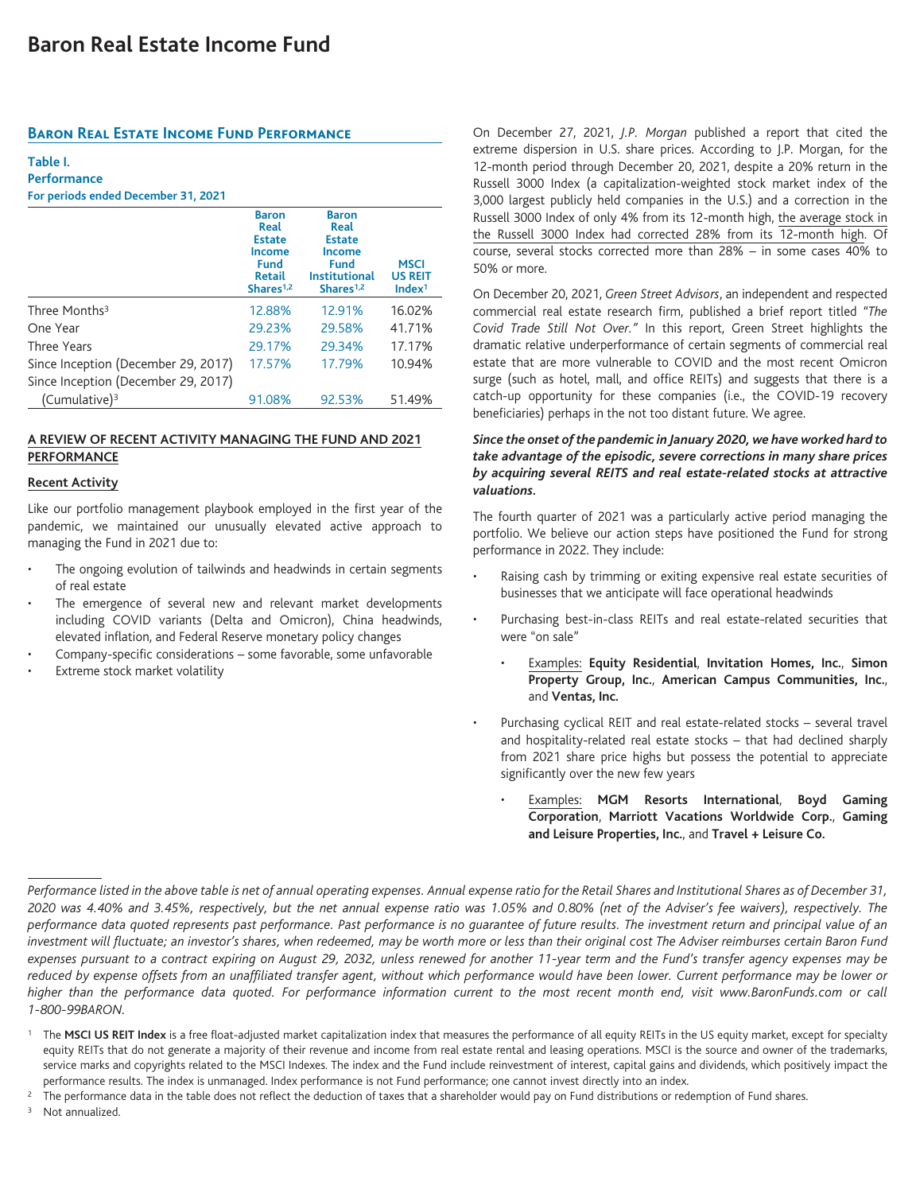# Baron Real Estate Income Fund

## Baron Real Estate Income Fund Performance

**Table I.**
**Performance**
**For periods ended December 31, 2021**

| | Baron Real Estate Income Fund Retail Shares[1,2] | Baron Real Estate Income Fund Institutional Shares[1,2] | MSCI US REIT Index[1] |
|---|---|---|---|
| Three Months[3] | 12.88% | 12.91% | 16.02% |
| One Year | 29.23% | 29.58% | 41.71% |
| Three Years | 29.17% | 29.34% | 17.17% |
| Since Inception (December 29, 2017) | 17.57% | 17.79% | 10.94% |
| Since Inception (December 29, 2017) (Cumulative)[3] | 91.08% | 92.53% | 51.49% |

### A REVIEW OF RECENT ACTIVITY MANAGING THE FUND AND 2021 PERFORMANCE

#### Recent Activity

Like our portfolio management playbook employed in the first year of the pandemic, we maintained our unusually elevated active approach to managing the Fund in 2021 due to:

- The ongoing evolution of tailwinds and headwinds in certain segments of real estate
- The emergence of several new and relevant market developments including COVID variants (Delta and Omicron), China headwinds, elevated inflation, and Federal Reserve monetary policy changes
- Company-specific considerations – some favorable, some unfavorable
- Extreme stock market volatility

On December 27, 2021, *J.P. Morgan* published a report that cited the extreme dispersion in U.S. share prices. According to J.P. Morgan, for the 12-month period through December 20, 2021, despite a 20% return in the Russell 3000 Index (a capitalization-weighted stock market index of the 3,000 largest publicly held companies in the U.S.) and a correction in the Russell 3000 Index of only 4% from its 12-month high, the average stock in the Russell 3000 Index had corrected 28% from its 12-month high. Of course, several stocks corrected more than 28% – in some cases 40% to 50% or more.

On December 20, 2021, *Green Street Advisors*, an independent and respected commercial real estate research firm, published a brief report titled "*The Covid Trade Still Not Over.*" In this report, Green Street highlights the dramatic relative underperformance of certain segments of commercial real estate that are more vulnerable to COVID and the most recent Omicron surge (such as hotel, mall, and office REITs) and suggests that there is a catch-up opportunity for these companies (i.e., the COVID-19 recovery beneficiaries) perhaps in the not too distant future. We agree.

***Since the onset of the pandemic in January 2020, we have worked hard to take advantage of the episodic, severe corrections in many share prices by acquiring several REITS and real estate-related stocks at attractive valuations.***

The fourth quarter of 2021 was a particularly active period managing the portfolio. We believe our action steps have positioned the Fund for strong performance in 2022. They include:

- Raising cash by trimming or exiting expensive real estate securities of businesses that we anticipate will face operational headwinds
- Purchasing best-in-class REITs and real estate-related securities that were "on sale"
  - Examples: **Equity Residential**, **Invitation Homes, Inc.**, **Simon Property Group, Inc.**, **American Campus Communities, Inc.**, and **Ventas, Inc.**
- Purchasing cyclical REIT and real estate-related stocks – several travel and hospitality-related real estate stocks – that had declined sharply from 2021 share price highs but possess the potential to appreciate significantly over the new few years
  - Examples: **MGM Resorts International**, **Boyd Gaming Corporation**, **Marriott Vacations Worldwide Corp.**, **Gaming and Leisure Properties, Inc.**, and **Travel + Leisure Co.**

*Performance listed in the above table is net of annual operating expenses. Annual expense ratio for the Retail Shares and Institutional Shares as of December 31, 2020 was 4.40% and 3.45%, respectively, but the net annual expense ratio was 1.05% and 0.80% (net of the Adviser's fee waivers), respectively. The performance data quoted represents past performance. Past performance is no guarantee of future results. The investment return and principal value of an investment will fluctuate; an investor's shares, when redeemed, may be worth more or less than their original cost The Adviser reimburses certain Baron Fund expenses pursuant to a contract expiring on August 29, 2032, unless renewed for another 11-year term and the Fund's transfer agency expenses may be reduced by expense offsets from an unaffiliated transfer agent, without which performance would have been lower. Current performance may be lower or higher than the performance data quoted. For performance information current to the most recent month end, visit www.BaronFunds.com or call 1-800-99BARON.*

[1] The **MSCI US REIT Index** is a free float-adjusted market capitalization index that measures the performance of all equity REITs in the US equity market, except for specialty equity REITs that do not generate a majority of their revenue and income from real estate rental and leasing operations. MSCI is the source and owner of the trademarks, service marks and copyrights related to the MSCI Indexes. The index and the Fund include reinvestment of interest, capital gains and dividends, which positively impact the performance results. The index is unmanaged. Index performance is not Fund performance; one cannot invest directly into an index.

[2] The performance data in the table does not reflect the deduction of taxes that a shareholder would pay on Fund distributions or redemption of Fund shares.

[3] Not annualized.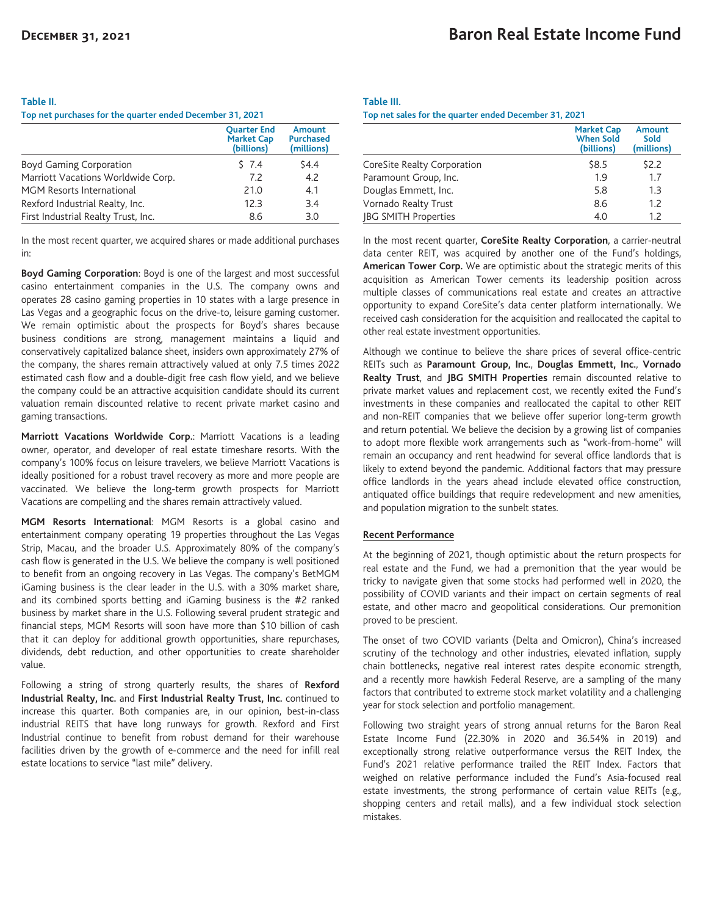**Table II.**
**Top net purchases for the quarter ended December 31, 2021**

| | Quarter End Market Cap (billions) | Amount Purchased (millions) |
|---|---|---|
| Boyd Gaming Corporation | $ 7.4 | $4.4 |
| Marriott Vacations Worldwide Corp. | 7.2 | 4.2 |
| MGM Resorts International | 21.0 | 4.1 |
| Rexford Industrial Realty, Inc. | 12.3 | 3.4 |
| First Industrial Realty Trust, Inc. | 8.6 | 3.0 |

In the most recent quarter, we acquired shares or made additional purchases in:

**Boyd Gaming Corporation**: Boyd is one of the largest and most successful casino entertainment companies in the U.S. The company owns and operates 28 casino gaming properties in 10 states with a large presence in Las Vegas and a geographic focus on the drive-to, leisure gaming customer. We remain optimistic about the prospects for Boyd's shares because business conditions are strong, management maintains a liquid and conservatively capitalized balance sheet, insiders own approximately 27% of the company, the shares remain attractively valued at only 7.5 times 2022 estimated cash flow and a double-digit free cash flow yield, and we believe the company could be an attractive acquisition candidate should its current valuation remain discounted relative to recent private market casino and gaming transactions.

**Marriott Vacations Worldwide Corp.**: Marriott Vacations is a leading owner, operator, and developer of real estate timeshare resorts. With the company's 100% focus on leisure travelers, we believe Marriott Vacations is ideally positioned for a robust travel recovery as more and more people are vaccinated. We believe the long-term growth prospects for Marriott Vacations are compelling and the shares remain attractively valued.

**MGM Resorts International**: MGM Resorts is a global casino and entertainment company operating 19 properties throughout the Las Vegas Strip, Macau, and the broader U.S. Approximately 80% of the company's cash flow is generated in the U.S. We believe the company is well positioned to benefit from an ongoing recovery in Las Vegas. The company's BetMGM iGaming business is the clear leader in the U.S. with a 30% market share, and its combined sports betting and iGaming business is the #2 ranked business by market share in the U.S. Following several prudent strategic and financial steps, MGM Resorts will soon have more than $10 billion of cash that it can deploy for additional growth opportunities, share repurchases, dividends, debt reduction, and other opportunities to create shareholder value.

Following a string of strong quarterly results, the shares of **Rexford Industrial Realty, Inc.** and **First Industrial Realty Trust, Inc.** continued to increase this quarter. Both companies are, in our opinion, best-in-class industrial REITS that have long runways for growth. Rexford and First Industrial continue to benefit from robust demand for their warehouse facilities driven by the growth of e-commerce and the need for infill real estate locations to service "last mile" delivery.

**Table III.**
**Top net sales for the quarter ended December 31, 2021**

| | Market Cap When Sold (billions) | Amount Sold (millions) |
|---|---|---|
| CoreSite Realty Corporation | $8.5 | $2.2 |
| Paramount Group, Inc. | 1.9 | 1.7 |
| Douglas Emmett, Inc. | 5.8 | 1.3 |
| Vornado Realty Trust | 8.6 | 1.2 |
| JBG SMITH Properties | 4.0 | 1.2 |

In the most recent quarter, **CoreSite Realty Corporation**, a carrier-neutral data center REIT, was acquired by another one of the Fund's holdings, **American Tower Corp.** We are optimistic about the strategic merits of this acquisition as American Tower cements its leadership position across multiple classes of communications real estate and creates an attractive opportunity to expand CoreSite's data center platform internationally. We received cash consideration for the acquisition and reallocated the capital to other real estate investment opportunities.

Although we continue to believe the share prices of several office-centric REITs such as **Paramount Group, Inc.**, **Douglas Emmett, Inc.**, **Vornado Realty Trust**, and **JBG SMITH Properties** remain discounted relative to private market values and replacement cost, we recently exited the Fund's investments in these companies and reallocated the capital to other REIT and non-REIT companies that we believe offer superior long-term growth and return potential. We believe the decision by a growing list of companies to adopt more flexible work arrangements such as "work-from-home" will remain an occupancy and rent headwind for several office landlords that is likely to extend beyond the pandemic. Additional factors that may pressure office landlords in the years ahead include elevated office construction, antiquated office buildings that require redevelopment and new amenities, and population migration to the sunbelt states.

## Recent Performance

At the beginning of 2021, though optimistic about the return prospects for real estate and the Fund, we had a premonition that the year would be tricky to navigate given that some stocks had performed well in 2020, the possibility of COVID variants and their impact on certain segments of real estate, and other macro and geopolitical considerations. Our premonition proved to be prescient.

The onset of two COVID variants (Delta and Omicron), China's increased scrutiny of the technology and other industries, elevated inflation, supply chain bottlenecks, negative real interest rates despite economic strength, and a recently more hawkish Federal Reserve, are a sampling of the many factors that contributed to extreme stock market volatility and a challenging year for stock selection and portfolio management.

Following two straight years of strong annual returns for the Baron Real Estate Income Fund (22.30% in 2020 and 36.54% in 2019) and exceptionally strong relative outperformance versus the REIT Index, the Fund's 2021 relative performance trailed the REIT Index. Factors that weighed on relative performance included the Fund's Asia-focused real estate investments, the strong performance of certain value REITs (e.g., shopping centers and retail malls), and a few individual stock selection mistakes.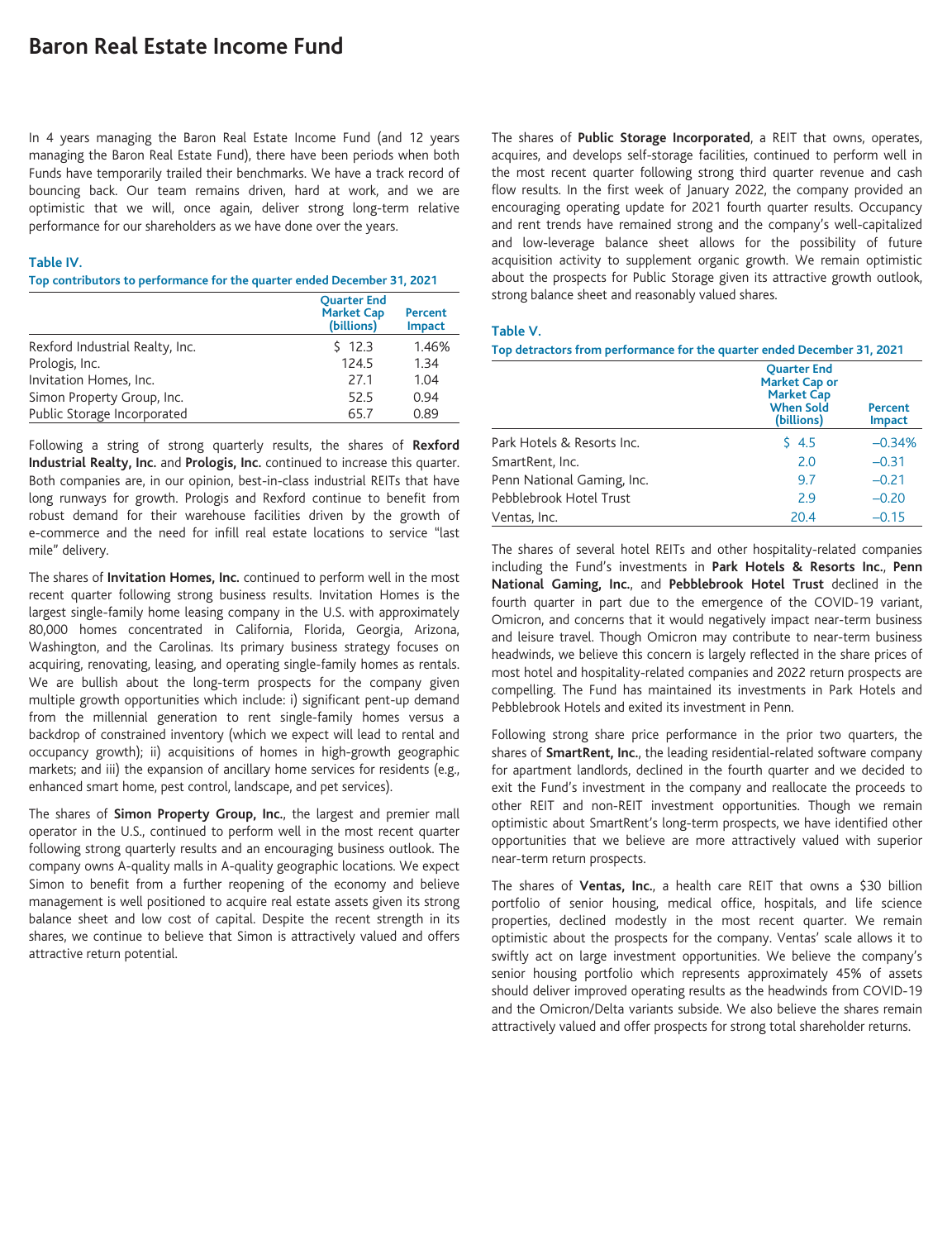# Baron Real Estate Income Fund

In 4 years managing the Baron Real Estate Income Fund (and 12 years managing the Baron Real Estate Fund), there have been periods when both Funds have temporarily trailed their benchmarks. We have a track record of bouncing back. Our team remains driven, hard at work, and we are optimistic that we will, once again, deliver strong long-term relative performance for our shareholders as we have done over the years.

**Table IV.**
**Top contributors to performance for the quarter ended December 31, 2021**

| | Quarter End Market Cap (billions) | Percent Impact |
|---|---|---|
| Rexford Industrial Realty, Inc. | $ 12.3 | 1.46% |
| Prologis, Inc. | 124.5 | 1.34 |
| Invitation Homes, Inc. | 27.1 | 1.04 |
| Simon Property Group, Inc. | 52.5 | 0.94 |
| Public Storage Incorporated | 65.7 | 0.89 |

Following a string of strong quarterly results, the shares of **Rexford Industrial Realty, Inc.** and **Prologis, Inc.** continued to increase this quarter. Both companies are, in our opinion, best-in-class industrial REITs that have long runways for growth. Prologis and Rexford continue to benefit from robust demand for their warehouse facilities driven by the growth of e-commerce and the need for infill real estate locations to service "last mile" delivery.

The shares of **Invitation Homes, Inc.** continued to perform well in the most recent quarter following strong business results. Invitation Homes is the largest single-family home leasing company in the U.S. with approximately 80,000 homes concentrated in California, Florida, Georgia, Arizona, Washington, and the Carolinas. Its primary business strategy focuses on acquiring, renovating, leasing, and operating single-family homes as rentals. We are bullish about the long-term prospects for the company given multiple growth opportunities which include: i) significant pent-up demand from the millennial generation to rent single-family homes versus a backdrop of constrained inventory (which we expect will lead to rental and occupancy growth); ii) acquisitions of homes in high-growth geographic markets; and iii) the expansion of ancillary home services for residents (e.g., enhanced smart home, pest control, landscape, and pet services).

The shares of **Simon Property Group, Inc.**, the largest and premier mall operator in the U.S., continued to perform well in the most recent quarter following strong quarterly results and an encouraging business outlook. The company owns A-quality malls in A-quality geographic locations. We expect Simon to benefit from a further reopening of the economy and believe management is well positioned to acquire real estate assets given its strong balance sheet and low cost of capital. Despite the recent strength in its shares, we continue to believe that Simon is attractively valued and offers attractive return potential.

The shares of **Public Storage Incorporated**, a REIT that owns, operates, acquires, and develops self-storage facilities, continued to perform well in the most recent quarter following strong third quarter revenue and cash flow results. In the first week of January 2022, the company provided an encouraging operating update for 2021 fourth quarter results. Occupancy and rent trends have remained strong and the company's well-capitalized and low-leverage balance sheet allows for the possibility of future acquisition activity to supplement organic growth. We remain optimistic about the prospects for Public Storage given its attractive growth outlook, strong balance sheet and reasonably valued shares.

**Table V.**
**Top detractors from performance for the quarter ended December 31, 2021**

| | Quarter End Market Cap or Market Cap When Sold (billions) | Percent Impact |
|---|---|---|
| Park Hotels & Resorts Inc. | $ 4.5 | –0.34% |
| SmartRent, Inc. | 2.0 | –0.31 |
| Penn National Gaming, Inc. | 9.7 | –0.21 |
| Pebblebrook Hotel Trust | 2.9 | –0.20 |
| Ventas, Inc. | 20.4 | –0.15 |

The shares of several hotel REITs and other hospitality-related companies including the Fund's investments in **Park Hotels & Resorts Inc.**, **Penn National Gaming, Inc.**, and **Pebblebrook Hotel Trust** declined in the fourth quarter in part due to the emergence of the COVID-19 variant, Omicron, and concerns that it would negatively impact near-term business and leisure travel. Though Omicron may contribute to near-term business headwinds, we believe this concern is largely reflected in the share prices of most hotel and hospitality-related companies and 2022 return prospects are compelling. The Fund has maintained its investments in Park Hotels and Pebblebrook Hotels and exited its investment in Penn.

Following strong share price performance in the prior two quarters, the shares of **SmartRent, Inc.**, the leading residential-related software company for apartment landlords, declined in the fourth quarter and we decided to exit the Fund's investment in the company and reallocate the proceeds to other REIT and non-REIT investment opportunities. Though we remain optimistic about SmartRent's long-term prospects, we have identified other opportunities that we believe are more attractively valued with superior near-term return prospects.

The shares of **Ventas, Inc.**, a health care REIT that owns a $30 billion portfolio of senior housing, medical office, hospitals, and life science properties, declined modestly in the most recent quarter. We remain optimistic about the prospects for the company. Ventas' scale allows it to swiftly act on large investment opportunities. We believe the company's senior housing portfolio which represents approximately 45% of assets should deliver improved operating results as the headwinds from COVID-19 and the Omicron/Delta variants subside. We also believe the shares remain attractively valued and offer prospects for strong total shareholder returns.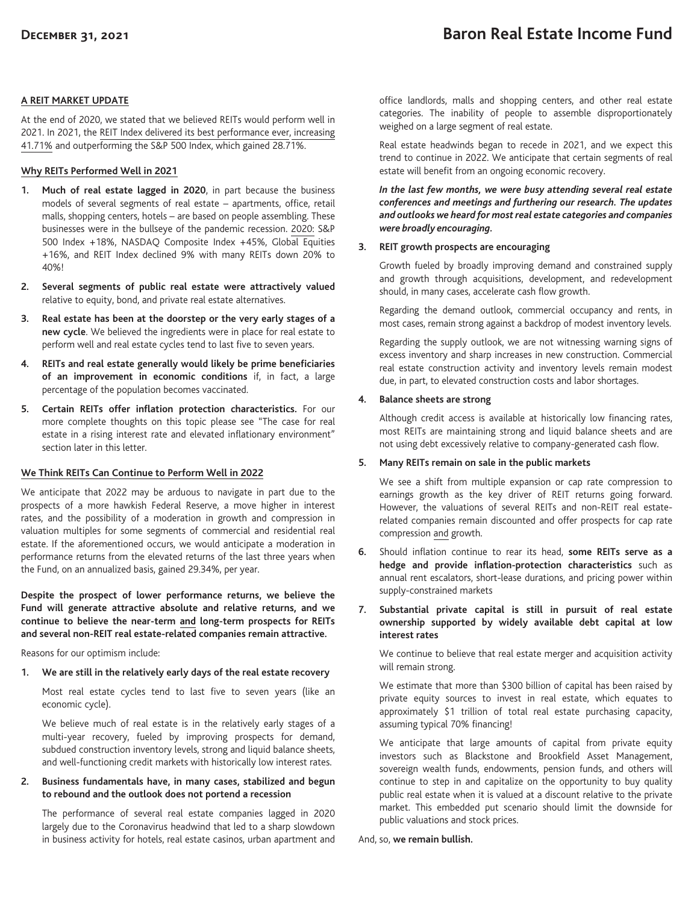## A REIT MARKET UPDATE

At the end of 2020, we stated that we believed REITs would perform well in 2021. In 2021, the REIT Index delivered its best performance ever, increasing 41.71% and outperforming the S&P 500 Index, which gained 28.71%.

### Why REITs Performed Well in 2021

1. **Much of real estate lagged in 2020**, in part because the business models of several segments of real estate – apartments, office, retail malls, shopping centers, hotels – are based on people assembling. These businesses were in the bullseye of the pandemic recession. 2020: S&P 500 Index +18%, NASDAQ Composite Index +45%, Global Equities +16%, and REIT Index declined 9% with many REITs down 20% to 40%!
2. **Several segments of public real estate were attractively valued** relative to equity, bond, and private real estate alternatives.
3. **Real estate has been at the doorstep or the very early stages of a new cycle**. We believed the ingredients were in place for real estate to perform well and real estate cycles tend to last five to seven years.
4. **REITs and real estate generally would likely be prime beneficiaries of an improvement in economic conditions** if, in fact, a large percentage of the population becomes vaccinated.
5. **Certain REITs offer inflation protection characteristics.** For our more complete thoughts on this topic please see "The case for real estate in a rising interest rate and elevated inflationary environment" section later in this letter.

### We Think REITs Can Continue to Perform Well in 2022

We anticipate that 2022 may be arduous to navigate in part due to the prospects of a more hawkish Federal Reserve, a move higher in interest rates, and the possibility of a moderation in growth and compression in valuation multiples for some segments of commercial and residential real estate. If the aforementioned occurs, we would anticipate a moderation in performance returns from the elevated returns of the last three years when the Fund, on an annualized basis, gained 29.34%, per year.

**Despite the prospect of lower performance returns, we believe the Fund will generate attractive absolute and relative returns, and we continue to believe the near-term and long-term prospects for REITs and several non-REIT real estate-related companies remain attractive.**

Reasons for our optimism include:

1. **We are still in the relatively early days of the real estate recovery**

   Most real estate cycles tend to last five to seven years (like an economic cycle).

   We believe much of real estate is in the relatively early stages of a multi-year recovery, fueled by improving prospects for demand, subdued construction inventory levels, strong and liquid balance sheets, and well-functioning credit markets with historically low interest rates.

2. **Business fundamentals have, in many cases, stabilized and begun to rebound and the outlook does not portend a recession**

   The performance of several real estate companies lagged in 2020 largely due to the Coronavirus headwind that led to a sharp slowdown in business activity for hotels, real estate casinos, urban apartment and office landlords, malls and shopping centers, and other real estate categories. The inability of people to assemble disproportionately weighed on a large segment of real estate.

   Real estate headwinds began to recede in 2021, and we expect this trend to continue in 2022. We anticipate that certain segments of real estate will benefit from an ongoing economic recovery.

   ***In the last few months, we were busy attending several real estate conferences and meetings and furthering our research. The updates and outlooks we heard for most real estate categories and companies were broadly encouraging.***

3. **REIT growth prospects are encouraging**

   Growth fueled by broadly improving demand and constrained supply and growth through acquisitions, development, and redevelopment should, in many cases, accelerate cash flow growth.

   Regarding the demand outlook, commercial occupancy and rents, in most cases, remain strong against a backdrop of modest inventory levels.

   Regarding the supply outlook, we are not witnessing warning signs of excess inventory and sharp increases in new construction. Commercial real estate construction activity and inventory levels remain modest due, in part, to elevated construction costs and labor shortages.

4. **Balance sheets are strong**

   Although credit access is available at historically low financing rates, most REITs are maintaining strong and liquid balance sheets and are not using debt excessively relative to company-generated cash flow.

5. **Many REITs remain on sale in the public markets**

   We see a shift from multiple expansion or cap rate compression to earnings growth as the key driver of REIT returns going forward. However, the valuations of several REITs and non-REIT real estate-related companies remain discounted and offer prospects for cap rate compression and growth.

6. Should inflation continue to rear its head, **some REITs serve as a hedge and provide inflation-protection characteristics** such as annual rent escalators, short-lease durations, and pricing power within supply-constrained markets

7. **Substantial private capital is still in pursuit of real estate ownership supported by widely available debt capital at low interest rates**

   We continue to believe that real estate merger and acquisition activity will remain strong.

   We estimate that more than $300 billion of capital has been raised by private equity sources to invest in real estate, which equates to approximately $1 trillion of total real estate purchasing capacity, assuming typical 70% financing!

   We anticipate that large amounts of capital from private equity investors such as Blackstone and Brookfield Asset Management, sovereign wealth funds, endowments, pension funds, and others will continue to step in and capitalize on the opportunity to buy quality public real estate when it is valued at a discount relative to the private market. This embedded put scenario should limit the downside for public valuations and stock prices.

And, so, **we remain bullish.**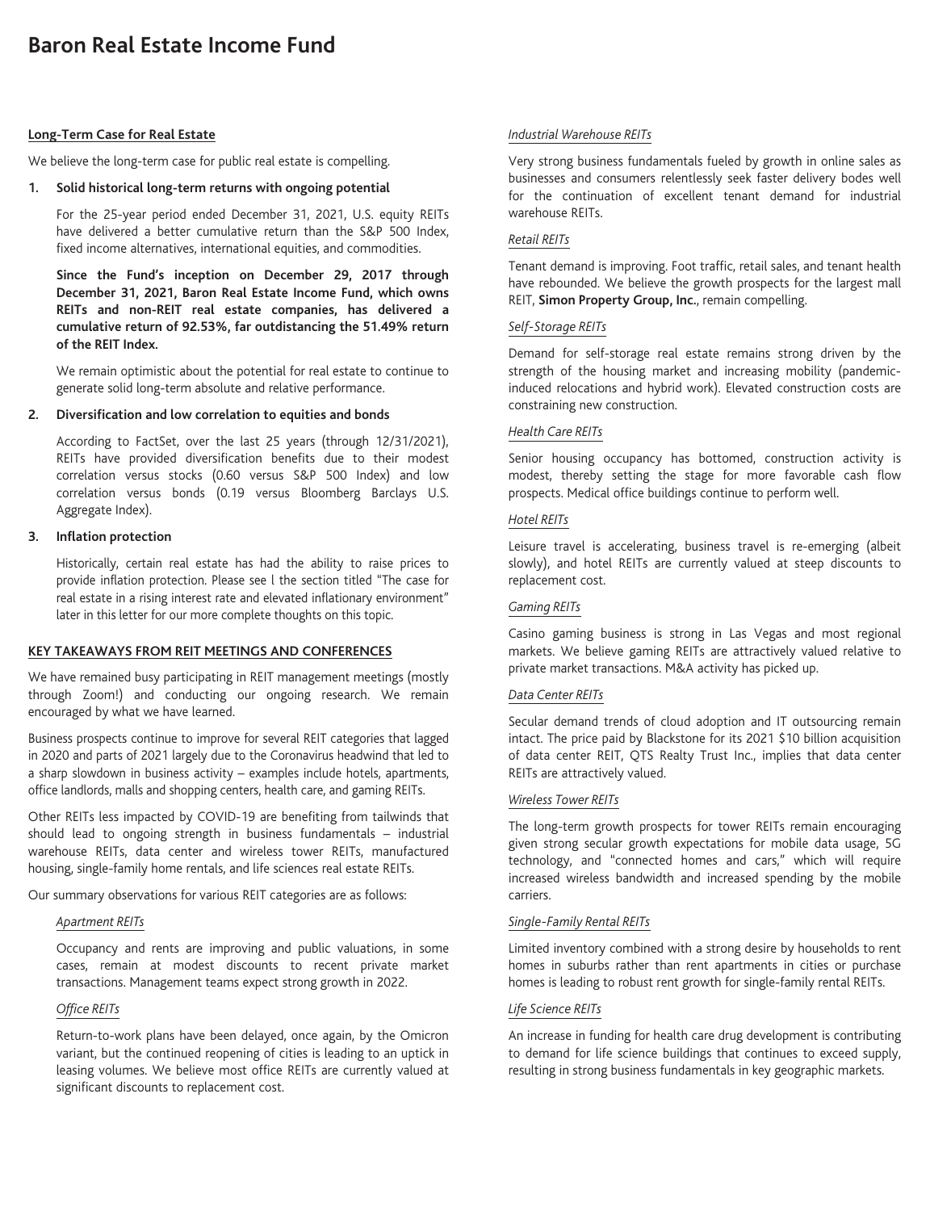# Baron Real Estate Income Fund

**Long-Term Case for Real Estate**

We believe the long-term case for public real estate is compelling.

1. **Solid historical long-term returns with ongoing potential**

   For the 25-year period ended December 31, 2021, U.S. equity REITs have delivered a better cumulative return than the S&P 500 Index, fixed income alternatives, international equities, and commodities.

   **Since the Fund's inception on December 29, 2017 through December 31, 2021, Baron Real Estate Income Fund, which owns REITs and non-REIT real estate companies, has delivered a cumulative return of 92.53%, far outdistancing the 51.49% return of the REIT Index.**

   We remain optimistic about the potential for real estate to continue to generate solid long-term absolute and relative performance.

2. **Diversification and low correlation to equities and bonds**

   According to FactSet, over the last 25 years (through 12/31/2021), REITs have provided diversification benefits due to their modest correlation versus stocks (0.60 versus S&P 500 Index) and low correlation versus bonds (0.19 versus Bloomberg Barclays U.S. Aggregate Index).

3. **Inflation protection**

   Historically, certain real estate has had the ability to raise prices to provide inflation protection. Please see l the section titled "The case for real estate in a rising interest rate and elevated inflationary environment" later in this letter for our more complete thoughts on this topic.

**KEY TAKEAWAYS FROM REIT MEETINGS AND CONFERENCES**

We have remained busy participating in REIT management meetings (mostly through Zoom!) and conducting our ongoing research. We remain encouraged by what we have learned.

Business prospects continue to improve for several REIT categories that lagged in 2020 and parts of 2021 largely due to the Coronavirus headwind that led to a sharp slowdown in business activity – examples include hotels, apartments, office landlords, malls and shopping centers, health care, and gaming REITs.

Other REITs less impacted by COVID-19 are benefiting from tailwinds that should lead to ongoing strength in business fundamentals – industrial warehouse REITs, data center and wireless tower REITs, manufactured housing, single-family home rentals, and life sciences real estate REITs.

Our summary observations for various REIT categories are as follows:

*Apartment REITs*

Occupancy and rents are improving and public valuations, in some cases, remain at modest discounts to recent private market transactions. Management teams expect strong growth in 2022.

*Office REITs*

Return-to-work plans have been delayed, once again, by the Omicron variant, but the continued reopening of cities is leading to an uptick in leasing volumes. We believe most office REITs are currently valued at significant discounts to replacement cost.

*Industrial Warehouse REITs*

Very strong business fundamentals fueled by growth in online sales as businesses and consumers relentlessly seek faster delivery bodes well for the continuation of excellent tenant demand for industrial warehouse REITs.

*Retail REITs*

Tenant demand is improving. Foot traffic, retail sales, and tenant health have rebounded. We believe the growth prospects for the largest mall REIT, **Simon Property Group, Inc.**, remain compelling.

*Self-Storage REITs*

Demand for self-storage real estate remains strong driven by the strength of the housing market and increasing mobility (pandemic-induced relocations and hybrid work). Elevated construction costs are constraining new construction.

*Health Care REITs*

Senior housing occupancy has bottomed, construction activity is modest, thereby setting the stage for more favorable cash flow prospects. Medical office buildings continue to perform well.

*Hotel REITs*

Leisure travel is accelerating, business travel is re-emerging (albeit slowly), and hotel REITs are currently valued at steep discounts to replacement cost.

*Gaming REITs*

Casino gaming business is strong in Las Vegas and most regional markets. We believe gaming REITs are attractively valued relative to private market transactions. M&A activity has picked up.

*Data Center REITs*

Secular demand trends of cloud adoption and IT outsourcing remain intact. The price paid by Blackstone for its 2021 $10 billion acquisition of data center REIT, QTS Realty Trust Inc., implies that data center REITs are attractively valued.

*Wireless Tower REITs*

The long-term growth prospects for tower REITs remain encouraging given strong secular growth expectations for mobile data usage, 5G technology, and "connected homes and cars," which will require increased wireless bandwidth and increased spending by the mobile carriers.

*Single-Family Rental REITs*

Limited inventory combined with a strong desire by households to rent homes in suburbs rather than rent apartments in cities or purchase homes is leading to robust rent growth for single-family rental REITs.

*Life Science REITs*

An increase in funding for health care drug development is contributing to demand for life science buildings that continues to exceed supply, resulting in strong business fundamentals in key geographic markets.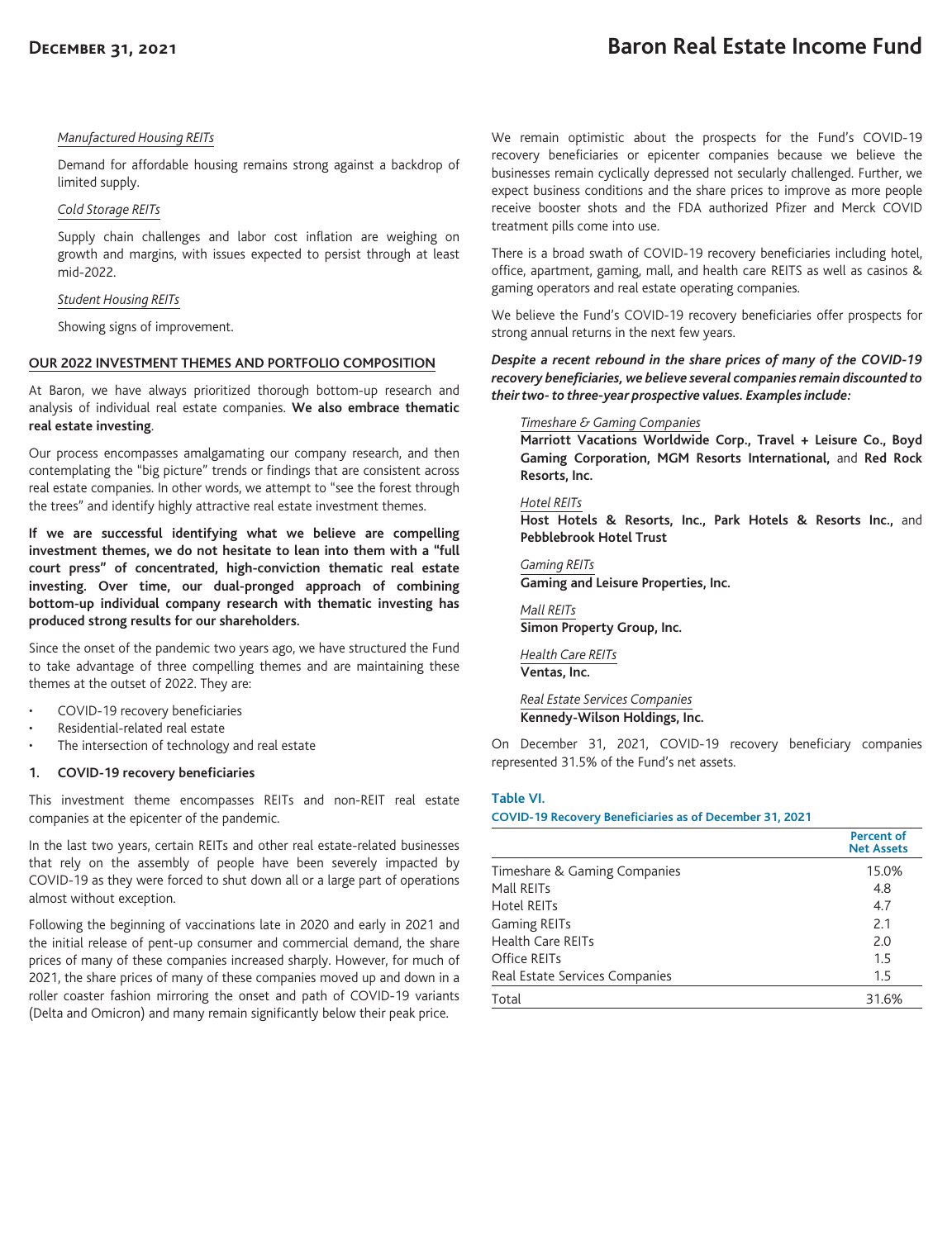*Manufactured Housing REITs*

Demand for affordable housing remains strong against a backdrop of limited supply.

*Cold Storage REITs*

Supply chain challenges and labor cost inflation are weighing on growth and margins, with issues expected to persist through at least mid-2022.

*Student Housing REITs*

Showing signs of improvement.

## OUR 2022 INVESTMENT THEMES AND PORTFOLIO COMPOSITION

At Baron, we have always prioritized thorough bottom-up research and analysis of individual real estate companies. **We also embrace thematic real estate investing**.

Our process encompasses amalgamating our company research, and then contemplating the "big picture" trends or findings that are consistent across real estate companies. In other words, we attempt to "see the forest through the trees" and identify highly attractive real estate investment themes.

**If we are successful identifying what we believe are compelling investment themes, we do not hesitate to lean into them with a "full court press" of concentrated, high-conviction thematic real estate investing. Over time, our dual-pronged approach of combining bottom-up individual company research with thematic investing has produced strong results for our shareholders.**

Since the onset of the pandemic two years ago, we have structured the Fund to take advantage of three compelling themes and are maintaining these themes at the outset of 2022. They are:

- COVID-19 recovery beneficiaries
- Residential-related real estate
- The intersection of technology and real estate

### 1. COVID-19 recovery beneficiaries

This investment theme encompasses REITs and non-REIT real estate companies at the epicenter of the pandemic.

In the last two years, certain REITs and other real estate-related businesses that rely on the assembly of people have been severely impacted by COVID-19 as they were forced to shut down all or a large part of operations almost without exception.

Following the beginning of vaccinations late in 2020 and early in 2021 and the initial release of pent-up consumer and commercial demand, the share prices of many of these companies increased sharply. However, for much of 2021, the share prices of many of these companies moved up and down in a roller coaster fashion mirroring the onset and path of COVID-19 variants (Delta and Omicron) and many remain significantly below their peak price.

We remain optimistic about the prospects for the Fund's COVID-19 recovery beneficiaries or epicenter companies because we believe the businesses remain cyclically depressed not secularly challenged. Further, we expect business conditions and the share prices to improve as more people receive booster shots and the FDA authorized Pfizer and Merck COVID treatment pills come into use.

There is a broad swath of COVID-19 recovery beneficiaries including hotel, office, apartment, gaming, mall, and health care REITS as well as casinos & gaming operators and real estate operating companies.

We believe the Fund's COVID-19 recovery beneficiaries offer prospects for strong annual returns in the next few years.

***Despite a recent rebound in the share prices of many of the COVID-19 recovery beneficiaries, we believe several companies remain discounted to their two- to three-year prospective values. Examples include:***

*Timeshare & Gaming Companies*
**Marriott Vacations Worldwide Corp., Travel + Leisure Co., Boyd Gaming Corporation, MGM Resorts International,** and **Red Rock Resorts, Inc.**

*Hotel REITs*
**Host Hotels & Resorts, Inc., Park Hotels & Resorts Inc.,** and **Pebblebrook Hotel Trust**

*Gaming REITs*
**Gaming and Leisure Properties, Inc.**

*Mall REITs*
**Simon Property Group, Inc.**

*Health Care REITs*
**Ventas, Inc.**

*Real Estate Services Companies*
**Kennedy-Wilson Holdings, Inc.**

On December 31, 2021, COVID-19 recovery beneficiary companies represented 31.5% of the Fund's net assets.

**Table VI.**
**COVID-19 Recovery Beneficiaries as of December 31, 2021**

| | Percent of Net Assets |
|---|---|
| Timeshare & Gaming Companies | 15.0% |
| Mall REITs | 4.8 |
| Hotel REITs | 4.7 |
| Gaming REITs | 2.1 |
| Health Care REITs | 2.0 |
| Office REITs | 1.5 |
| Real Estate Services Companies | 1.5 |
| Total | 31.6% |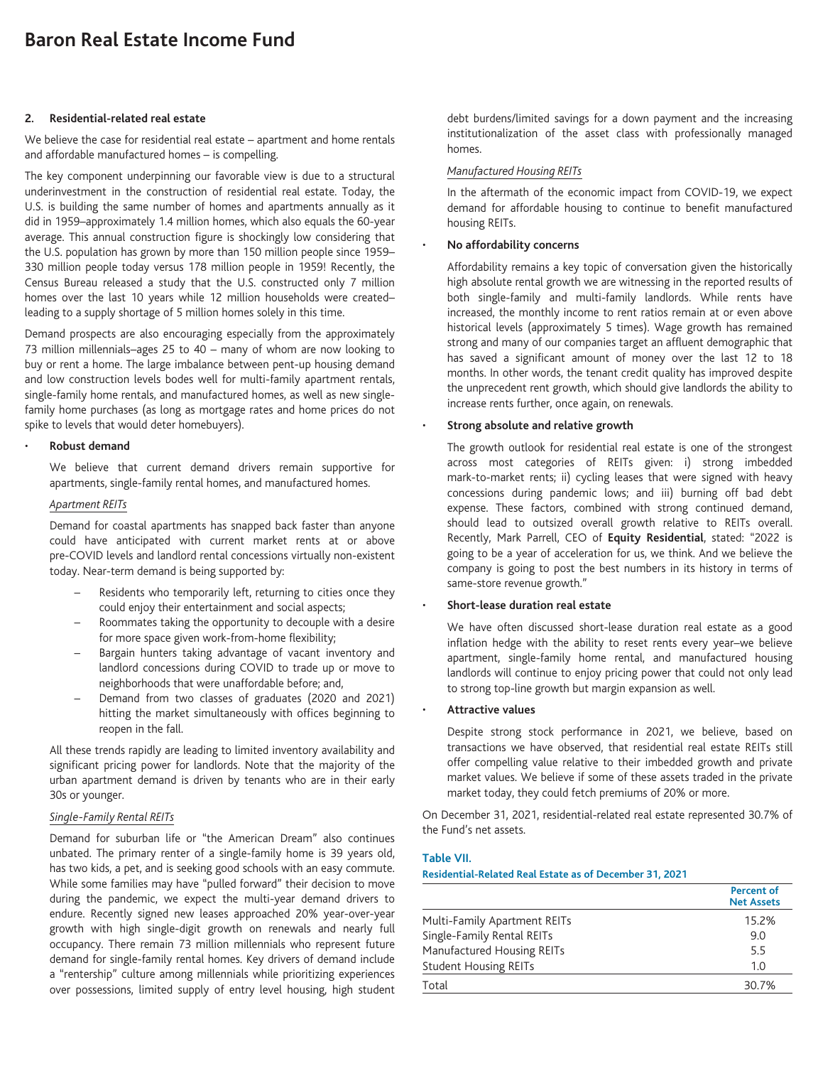**2. Residential-related real estate**

We believe the case for residential real estate – apartment and home rentals and affordable manufactured homes – is compelling.

The key component underpinning our favorable view is due to a structural underinvestment in the construction of residential real estate. Today, the U.S. is building the same number of homes and apartments annually as it did in 1959–approximately 1.4 million homes, which also equals the 60-year average. This annual construction figure is shockingly low considering that the U.S. population has grown by more than 150 million people since 1959–330 million people today versus 178 million people in 1959! Recently, the Census Bureau released a study that the U.S. constructed only 7 million homes over the last 10 years while 12 million households were created–leading to a supply shortage of 5 million homes solely in this time.

Demand prospects are also encouraging especially from the approximately 73 million millennials–ages 25 to 40 – many of whom are now looking to buy or rent a home. The large imbalance between pent-up housing demand and low construction levels bodes well for multi-family apartment rentals, single-family home rentals, and manufactured homes, as well as new single-family home purchases (as long as mortgage rates and home prices do not spike to levels that would deter homebuyers).

- **Robust demand**

  We believe that current demand drivers remain supportive for apartments, single-family rental homes, and manufactured homes.

  *Apartment REITs*

  Demand for coastal apartments has snapped back faster than anyone could have anticipated with current market rents at or above pre-COVID levels and landlord rental concessions virtually non-existent today. Near-term demand is being supported by:

  – Residents who temporarily left, returning to cities once they could enjoy their entertainment and social aspects;
  – Roommates taking the opportunity to decouple with a desire for more space given work-from-home flexibility;
  – Bargain hunters taking advantage of vacant inventory and landlord concessions during COVID to trade up or move to neighborhoods that were unaffordable before; and,
  – Demand from two classes of graduates (2020 and 2021) hitting the market simultaneously with offices beginning to reopen in the fall.

  All these trends rapidly are leading to limited inventory availability and significant pricing power for landlords. Note that the majority of the urban apartment demand is driven by tenants who are in their early 30s or younger.

  *Single-Family Rental REITs*

  Demand for suburban life or "the American Dream" also continues unbated. The primary renter of a single-family home is 39 years old, has two kids, a pet, and is seeking good schools with an easy commute. While some families may have "pulled forward" their decision to move during the pandemic, we expect the multi-year demand drivers to endure. Recently signed new leases approached 20% year-over-year growth with high single-digit growth on renewals and nearly full occupancy. There remain 73 million millennials who represent future demand for single-family rental homes. Key drivers of demand include a "rentership" culture among millennials while prioritizing experiences over possessions, limited supply of entry level housing, high student debt burdens/limited savings for a down payment and the increasing institutionalization of the asset class with professionally managed homes.

  *Manufactured Housing REITs*

  In the aftermath of the economic impact from COVID-19, we expect demand for affordable housing to continue to benefit manufactured housing REITs.

- **No affordability concerns**

  Affordability remains a key topic of conversation given the historically high absolute rental growth we are witnessing in the reported results of both single-family and multi-family landlords. While rents have increased, the monthly income to rent ratios remain at or even above historical levels (approximately 5 times). Wage growth has remained strong and many of our companies target an affluent demographic that has saved a significant amount of money over the last 12 to 18 months. In other words, the tenant credit quality has improved despite the unprecedent rent growth, which should give landlords the ability to increase rents further, once again, on renewals.

- **Strong absolute and relative growth**

  The growth outlook for residential real estate is one of the strongest across most categories of REITs given: i) strong imbedded mark-to-market rents; ii) cycling leases that were signed with heavy concessions during pandemic lows; and iii) burning off bad debt expense. These factors, combined with strong continued demand, should lead to outsized overall growth relative to REITs overall. Recently, Mark Parrell, CEO of **Equity Residential**, stated: "2022 is going to be a year of acceleration for us, we think. And we believe the company is going to post the best numbers in its history in terms of same-store revenue growth."

- **Short-lease duration real estate**

  We have often discussed short-lease duration real estate as a good inflation hedge with the ability to reset rents every year–we believe apartment, single-family home rental, and manufactured housing landlords will continue to enjoy pricing power that could not only lead to strong top-line growth but margin expansion as well.

- **Attractive values**

  Despite strong stock performance in 2021, we believe, based on transactions we have observed, that residential real estate REITs still offer compelling value relative to their imbedded growth and private market values. We believe if some of these assets traded in the private market today, they could fetch premiums of 20% or more.

On December 31, 2021, residential-related real estate represented 30.7% of the Fund's net assets.

**Table VII.**
**Residential-Related Real Estate as of December 31, 2021**

| | Percent of Net Assets |
|---|---|
| Multi-Family Apartment REITs | 15.2% |
| Single-Family Rental REITs | 9.0 |
| Manufactured Housing REITs | 5.5 |
| Student Housing REITs | 1.0 |
| Total | 30.7% |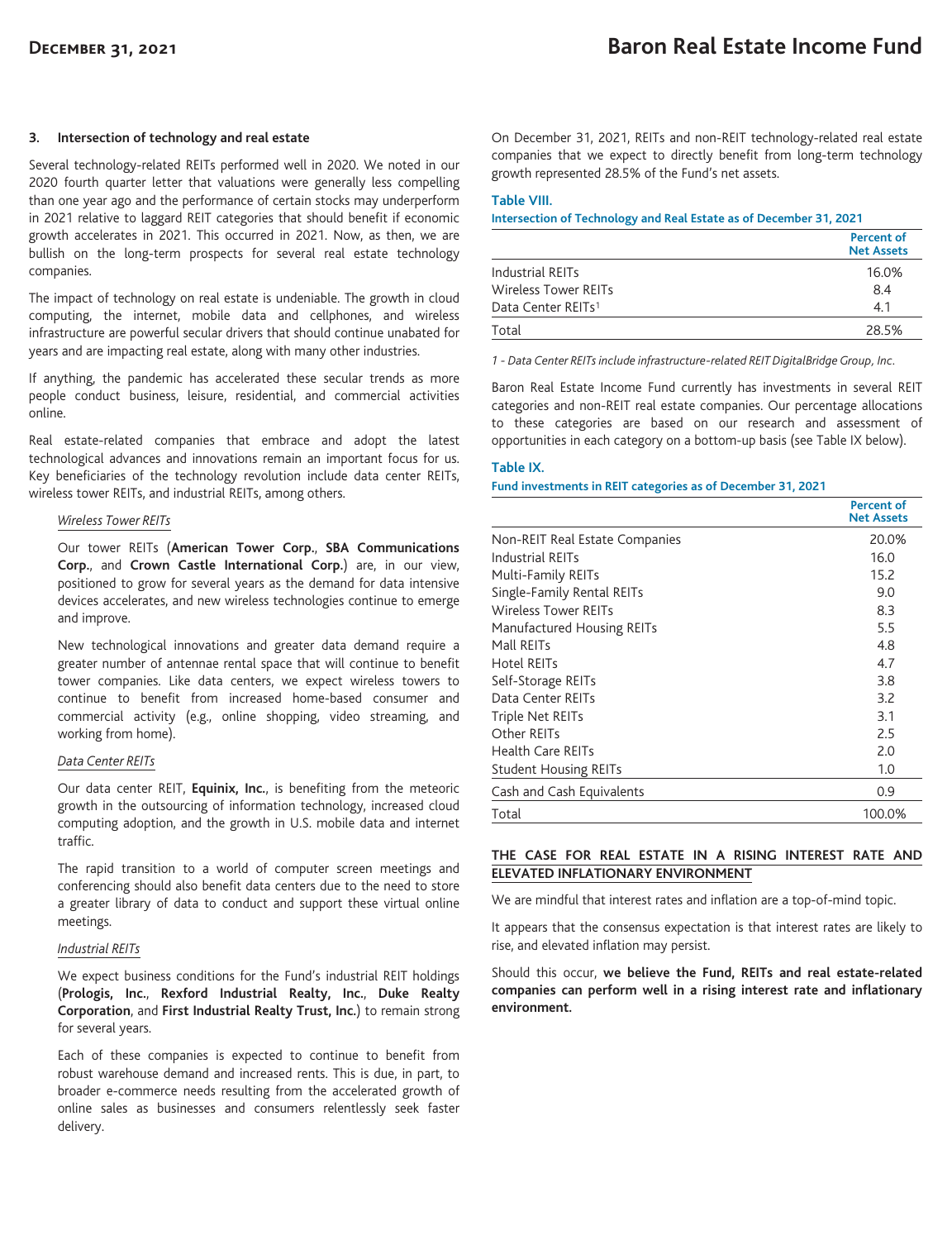### 3. Intersection of technology and real estate

Several technology-related REITs performed well in 2020. We noted in our 2020 fourth quarter letter that valuations were generally less compelling than one year ago and the performance of certain stocks may underperform in 2021 relative to laggard REIT categories that should benefit if economic growth accelerates in 2021. This occurred in 2021. Now, as then, we are bullish on the long-term prospects for several real estate technology companies.

The impact of technology on real estate is undeniable. The growth in cloud computing, the internet, mobile data and cellphones, and wireless infrastructure are powerful secular drivers that should continue unabated for years and are impacting real estate, along with many other industries.

If anything, the pandemic has accelerated these secular trends as more people conduct business, leisure, residential, and commercial activities online.

Real estate-related companies that embrace and adopt the latest technological advances and innovations remain an important focus for us. Key beneficiaries of the technology revolution include data center REITs, wireless tower REITs, and industrial REITs, among others.

*Wireless Tower REITs*

Our tower REITs (**American Tower Corp.**, **SBA Communications Corp.**, and **Crown Castle International Corp.**) are, in our view, positioned to grow for several years as the demand for data intensive devices accelerates, and new wireless technologies continue to emerge and improve.

New technological innovations and greater data demand require a greater number of antennae rental space that will continue to benefit tower companies. Like data centers, we expect wireless towers to continue to benefit from increased home-based consumer and commercial activity (e.g., online shopping, video streaming, and working from home).

*Data Center REITs*

Our data center REIT, **Equinix, Inc.**, is benefiting from the meteoric growth in the outsourcing of information technology, increased cloud computing adoption, and the growth in U.S. mobile data and internet traffic.

The rapid transition to a world of computer screen meetings and conferencing should also benefit data centers due to the need to store a greater library of data to conduct and support these virtual online meetings.

*Industrial REITs*

We expect business conditions for the Fund's industrial REIT holdings (**Prologis, Inc.**, **Rexford Industrial Realty, Inc.**, **Duke Realty Corporation**, and **First Industrial Realty Trust, Inc.**) to remain strong for several years.

Each of these companies is expected to continue to benefit from robust warehouse demand and increased rents. This is due, in part, to broader e-commerce needs resulting from the accelerated growth of online sales as businesses and consumers relentlessly seek faster delivery.

On December 31, 2021, REITs and non-REIT technology-related real estate companies that we expect to directly benefit from long-term technology growth represented 28.5% of the Fund's net assets.

**Table VIII.**
**Intersection of Technology and Real Estate as of December 31, 2021**

| | Percent of Net Assets |
|---|---|
| Industrial REITs | 16.0% |
| Wireless Tower REITs | 8.4 |
| Data Center REITs[1] | 4.1 |
| Total | 28.5% |

*1 - Data Center REITs include infrastructure-related REIT DigitalBridge Group, Inc.*

Baron Real Estate Income Fund currently has investments in several REIT categories and non-REIT real estate companies. Our percentage allocations to these categories are based on our research and assessment of opportunities in each category on a bottom-up basis (see Table IX below).

**Table IX.**
**Fund investments in REIT categories as of December 31, 2021**

| | Percent of Net Assets |
|---|---|
| Non-REIT Real Estate Companies | 20.0% |
| Industrial REITs | 16.0 |
| Multi-Family REITs | 15.2 |
| Single-Family Rental REITs | 9.0 |
| Wireless Tower REITs | 8.3 |
| Manufactured Housing REITs | 5.5 |
| Mall REITs | 4.8 |
| Hotel REITs | 4.7 |
| Self-Storage REITs | 3.8 |
| Data Center REITs | 3.2 |
| Triple Net REITs | 3.1 |
| Other REITs | 2.5 |
| Health Care REITs | 2.0 |
| Student Housing REITs | 1.0 |
| Cash and Cash Equivalents | 0.9 |
| Total | 100.0% |

## THE CASE FOR REAL ESTATE IN A RISING INTEREST RATE AND ELEVATED INFLATIONARY ENVIRONMENT

We are mindful that interest rates and inflation are a top-of-mind topic.

It appears that the consensus expectation is that interest rates are likely to rise, and elevated inflation may persist.

Should this occur, **we believe the Fund, REITs and real estate-related companies can perform well in a rising interest rate and inflationary environment.**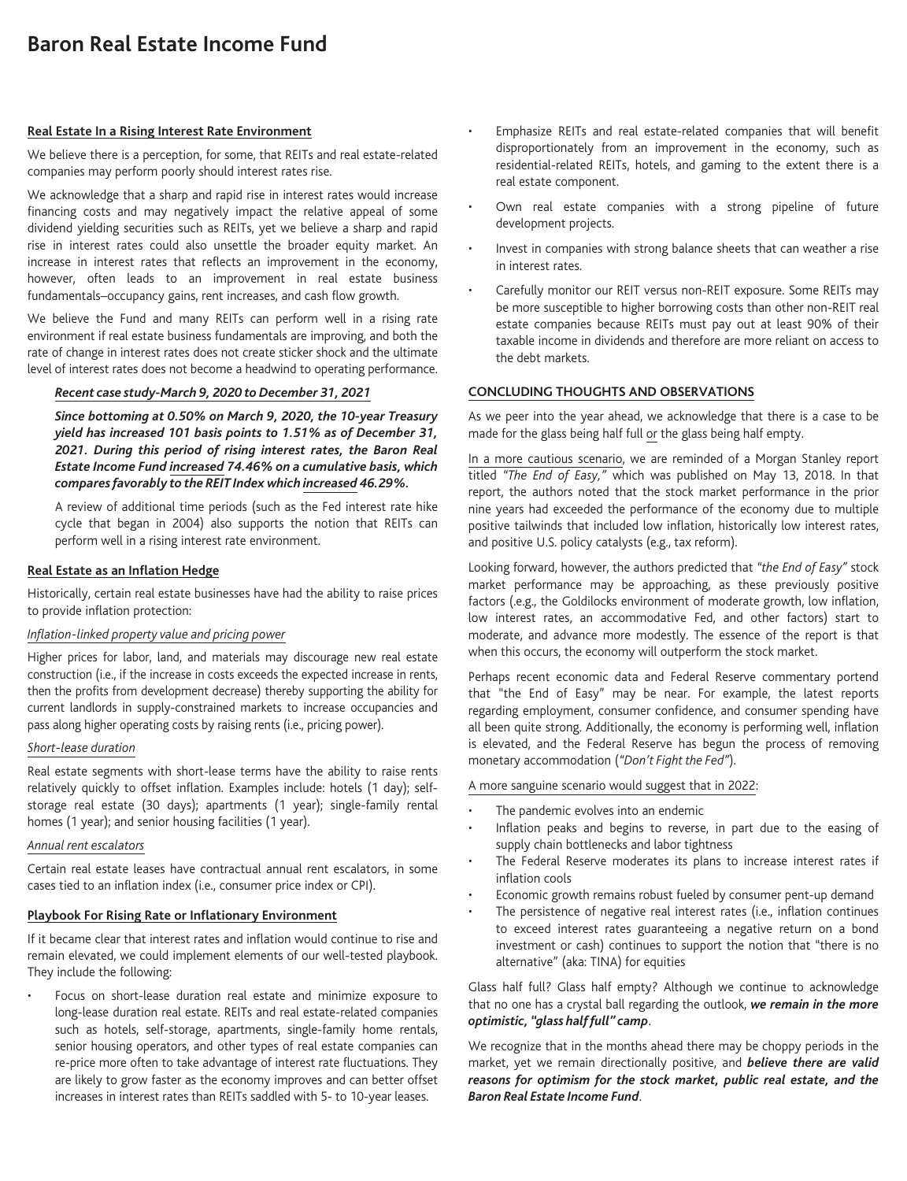# Baron Real Estate Income Fund

**Real Estate In a Rising Interest Rate Environment**

We believe there is a perception, for some, that REITs and real estate-related companies may perform poorly should interest rates rise.

We acknowledge that a sharp and rapid rise in interest rates would increase financing costs and may negatively impact the relative appeal of some dividend yielding securities such as REITs, yet we believe a sharp and rapid rise in interest rates could also unsettle the broader equity market. An increase in interest rates that reflects an improvement in the economy, however, often leads to an improvement in real estate business fundamentals–occupancy gains, rent increases, and cash flow growth.

We believe the Fund and many REITs can perform well in a rising rate environment if real estate business fundamentals are improving, and both the rate of change in interest rates does not create sticker shock and the ultimate level of interest rates does not become a headwind to operating performance.

> ***Recent case study-March 9, 2020 to December 31, 2021***
>
> ***Since bottoming at 0.50% on March 9, 2020, the 10-year Treasury yield has increased 101 basis points to 1.51% as of December 31, 2021. During this period of rising interest rates, the Baron Real Estate Income Fund increased 74.46% on a cumulative basis, which compares favorably to the REIT Index which increased 46.29%.***
>
> A review of additional time periods (such as the Fed interest rate hike cycle that began in 2004) also supports the notion that REITs can perform well in a rising interest rate environment.

**Real Estate as an Inflation Hedge**

Historically, certain real estate businesses have had the ability to raise prices to provide inflation protection:

*Inflation-linked property value and pricing power*

Higher prices for labor, land, and materials may discourage new real estate construction (i.e., if the increase in costs exceeds the expected increase in rents, then the profits from development decrease) thereby supporting the ability for current landlords in supply-constrained markets to increase occupancies and pass along higher operating costs by raising rents (i.e., pricing power).

*Short-lease duration*

Real estate segments with short-lease terms have the ability to raise rents relatively quickly to offset inflation. Examples include: hotels (1 day); self-storage real estate (30 days); apartments (1 year); single-family rental homes (1 year); and senior housing facilities (1 year).

*Annual rent escalators*

Certain real estate leases have contractual annual rent escalators, in some cases tied to an inflation index (i.e., consumer price index or CPI).

**Playbook For Rising Rate or Inflationary Environment**

If it became clear that interest rates and inflation would continue to rise and remain elevated, we could implement elements of our well-tested playbook. They include the following:

- Focus on short-lease duration real estate and minimize exposure to long-lease duration real estate. REITs and real estate-related companies such as hotels, self-storage, apartments, single-family home rentals, senior housing operators, and other types of real estate companies can re-price more often to take advantage of interest rate fluctuations. They are likely to grow faster as the economy improves and can better offset increases in interest rates than REITs saddled with 5- to 10-year leases.
- Emphasize REITs and real estate-related companies that will benefit disproportionately from an improvement in the economy, such as residential-related REITs, hotels, and gaming to the extent there is a real estate component.
- Own real estate companies with a strong pipeline of future development projects.
- Invest in companies with strong balance sheets that can weather a rise in interest rates.
- Carefully monitor our REIT versus non-REIT exposure. Some REITs may be more susceptible to higher borrowing costs than other non-REIT real estate companies because REITs must pay out at least 90% of their taxable income in dividends and therefore are more reliant on access to the debt markets.

**CONCLUDING THOUGHTS AND OBSERVATIONS**

As we peer into the year ahead, we acknowledge that there is a case to be made for the glass being half full or the glass being half empty.

In a more cautious scenario, we are reminded of a Morgan Stanley report titled *"The End of Easy,"* which was published on May 13, 2018. In that report, the authors noted that the stock market performance in the prior nine years had exceeded the performance of the economy due to multiple positive tailwinds that included low inflation, historically low interest rates, and positive U.S. policy catalysts (e.g., tax reform).

Looking forward, however, the authors predicted that *"the End of Easy"* stock market performance may be approaching, as these previously positive factors (e.g., the Goldilocks environment of moderate growth, low inflation, low interest rates, an accommodative Fed, and other factors) start to moderate, and advance more modestly. The essence of the report is that when this occurs, the economy will outperform the stock market.

Perhaps recent economic data and Federal Reserve commentary portend that "the End of Easy" may be near. For example, the latest reports regarding employment, consumer confidence, and consumer spending have all been quite strong. Additionally, the economy is performing well, inflation is elevated, and the Federal Reserve has begun the process of removing monetary accommodation (*"Don't Fight the Fed"*).

A more sanguine scenario would suggest that in 2022:

- The pandemic evolves into an endemic
- Inflation peaks and begins to reverse, in part due to the easing of supply chain bottlenecks and labor tightness
- The Federal Reserve moderates its plans to increase interest rates if inflation cools
- Economic growth remains robust fueled by consumer pent-up demand
- The persistence of negative real interest rates (i.e., inflation continues to exceed interest rates guaranteeing a negative return on a bond investment or cash) continues to support the notion that "there is no alternative" (aka: TINA) for equities

Glass half full? Glass half empty? Although we continue to acknowledge that no one has a crystal ball regarding the outlook, ***we remain in the more optimistic, "glass half full" camp***.

We recognize that in the months ahead there may be choppy periods in the market, yet we remain directionally positive, and ***believe there are valid reasons for optimism for the stock market, public real estate, and the Baron Real Estate Income Fund***.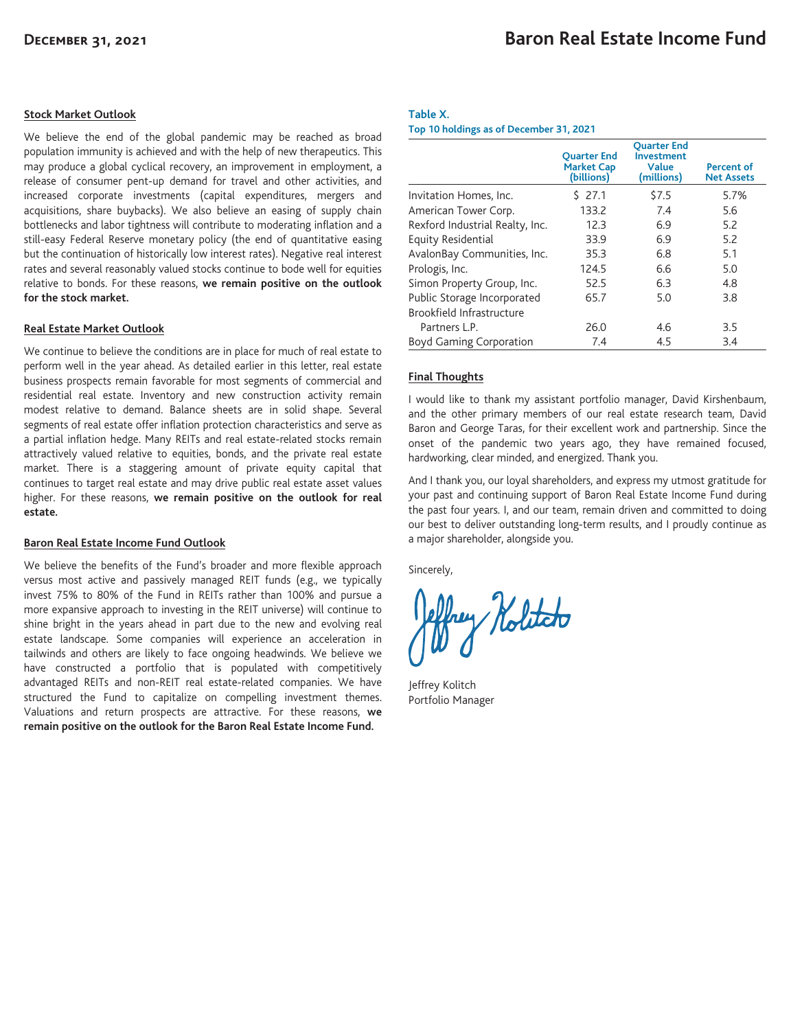### Stock Market Outlook

We believe the end of the global pandemic may be reached as broad population immunity is achieved and with the help of new therapeutics. This may produce a global cyclical recovery, an improvement in employment, a release of consumer pent-up demand for travel and other activities, and increased corporate investments (capital expenditures, mergers and acquisitions, share buybacks). We also believe an easing of supply chain bottlenecks and labor tightness will contribute to moderating inflation and a still-easy Federal Reserve monetary policy (the end of quantitative easing but the continuation of historically low interest rates). Negative real interest rates and several reasonably valued stocks continue to bode well for equities relative to bonds. For these reasons, **we remain positive on the outlook for the stock market.**

### Real Estate Market Outlook

We continue to believe the conditions are in place for much of real estate to perform well in the year ahead. As detailed earlier in this letter, real estate business prospects remain favorable for most segments of commercial and residential real estate. Inventory and new construction activity remain modest relative to demand. Balance sheets are in solid shape. Several segments of real estate offer inflation protection characteristics and serve as a partial inflation hedge. Many REITs and real estate-related stocks remain attractively valued relative to equities, bonds, and the private real estate market. There is a staggering amount of private equity capital that continues to target real estate and may drive public real estate asset values higher. For these reasons, **we remain positive on the outlook for real estate.**

### Baron Real Estate Income Fund Outlook

We believe the benefits of the Fund's broader and more flexible approach versus most active and passively managed REIT funds (e.g., we typically invest 75% to 80% of the Fund in REITs rather than 100% and pursue a more expansive approach to investing in the REIT universe) will continue to shine bright in the years ahead in part due to the new and evolving real estate landscape. Some companies will experience an acceleration in tailwinds and others are likely to face ongoing headwinds. We believe we have constructed a portfolio that is populated with competitively advantaged REITs and non-REIT real estate-related companies. We have structured the Fund to capitalize on compelling investment themes. Valuations and return prospects are attractive. For these reasons, **we remain positive on the outlook for the Baron Real Estate Income Fund.**

**Table X.**
**Top 10 holdings as of December 31, 2021**

| | Quarter End Market Cap (billions) | Quarter End Investment Value (millions) | Percent of Net Assets |
|---|---|---|---|
| Invitation Homes, Inc. | $ 27.1 | $7.5 | 5.7% |
| American Tower Corp. | 133.2 | 7.4 | 5.6 |
| Rexford Industrial Realty, Inc. | 12.3 | 6.9 | 5.2 |
| Equity Residential | 33.9 | 6.9 | 5.2 |
| AvalonBay Communities, Inc. | 35.3 | 6.8 | 5.1 |
| Prologis, Inc. | 124.5 | 6.6 | 5.0 |
| Simon Property Group, Inc. | 52.5 | 6.3 | 4.8 |
| Public Storage Incorporated | 65.7 | 5.0 | 3.8 |
| Brookfield Infrastructure Partners L.P. | 26.0 | 4.6 | 3.5 |
| Boyd Gaming Corporation | 7.4 | 4.5 | 3.4 |

### Final Thoughts

I would like to thank my assistant portfolio manager, David Kirshenbaum, and the other primary members of our real estate research team, David Baron and George Taras, for their excellent work and partnership. Since the onset of the pandemic two years ago, they have remained focused, hardworking, clear minded, and energized. Thank you.

And I thank you, our loyal shareholders, and express my utmost gratitude for your past and continuing support of Baron Real Estate Income Fund during the past four years. I, and our team, remain driven and committed to doing our best to deliver outstanding long-term results, and I proudly continue as a major shareholder, alongside you.

Sincerely,

Jeffrey Kolitch
Portfolio Manager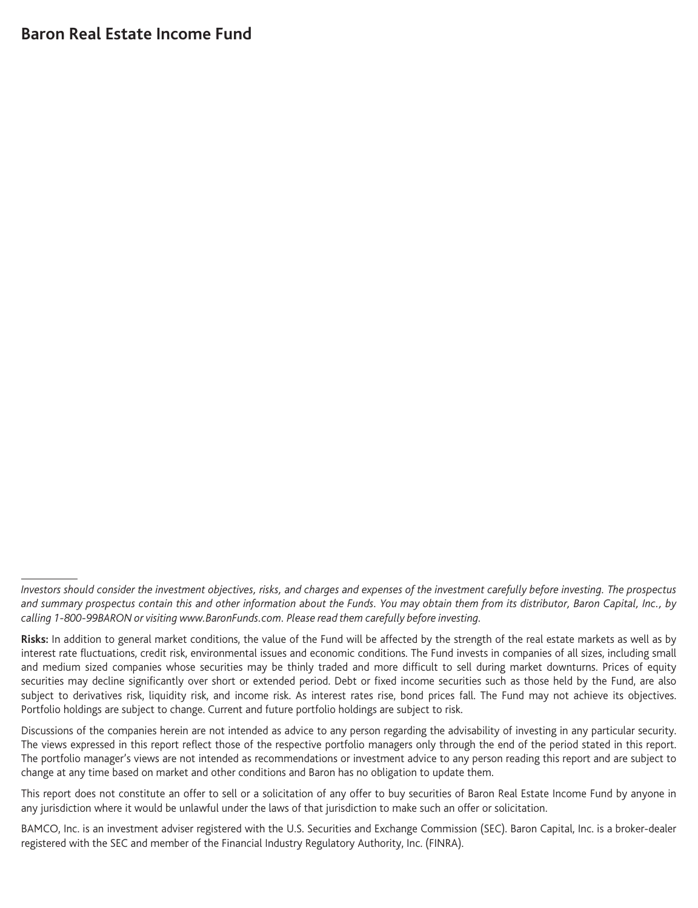# Baron Real Estate Income Fund

---

*Investors should consider the investment objectives, risks, and charges and expenses of the investment carefully before investing. The prospectus and summary prospectus contain this and other information about the Funds. You may obtain them from its distributor, Baron Capital, Inc., by calling 1-800-99BARON or visiting www.BaronFunds.com. Please read them carefully before investing.*

**Risks:** In addition to general market conditions, the value of the Fund will be affected by the strength of the real estate markets as well as by interest rate fluctuations, credit risk, environmental issues and economic conditions. The Fund invests in companies of all sizes, including small and medium sized companies whose securities may be thinly traded and more difficult to sell during market downturns. Prices of equity securities may decline significantly over short or extended period. Debt or fixed income securities such as those held by the Fund, are also subject to derivatives risk, liquidity risk, and income risk. As interest rates rise, bond prices fall. The Fund may not achieve its objectives. Portfolio holdings are subject to change. Current and future portfolio holdings are subject to risk.

Discussions of the companies herein are not intended as advice to any person regarding the advisability of investing in any particular security. The views expressed in this report reflect those of the respective portfolio managers only through the end of the period stated in this report. The portfolio manager's views are not intended as recommendations or investment advice to any person reading this report and are subject to change at any time based on market and other conditions and Baron has no obligation to update them.

This report does not constitute an offer to sell or a solicitation of any offer to buy securities of Baron Real Estate Income Fund by anyone in any jurisdiction where it would be unlawful under the laws of that jurisdiction to make such an offer or solicitation.

BAMCO, Inc. is an investment adviser registered with the U.S. Securities and Exchange Commission (SEC). Baron Capital, Inc. is a broker-dealer registered with the SEC and member of the Financial Industry Regulatory Authority, Inc. (FINRA).